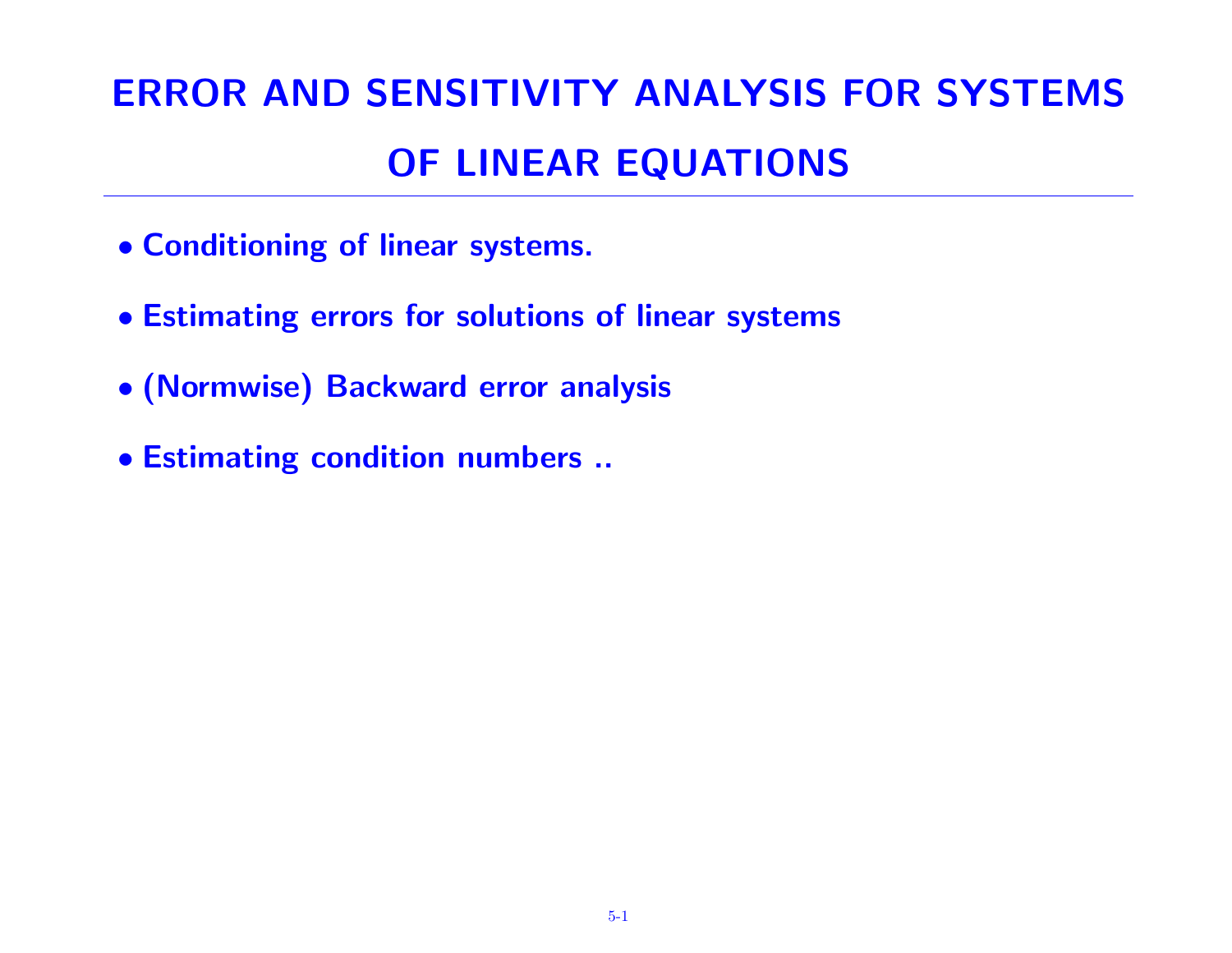# ERROR AND SENSITIVITY ANALYSIS FOR SYSTEMS OF LINEAR EQUATIONS

- **Conditioning of linear systems.**
- **Estimating errors for solutions of linear systems**
- **(Normwise) Backward error analysis**
- **Estimating condition numbers ..**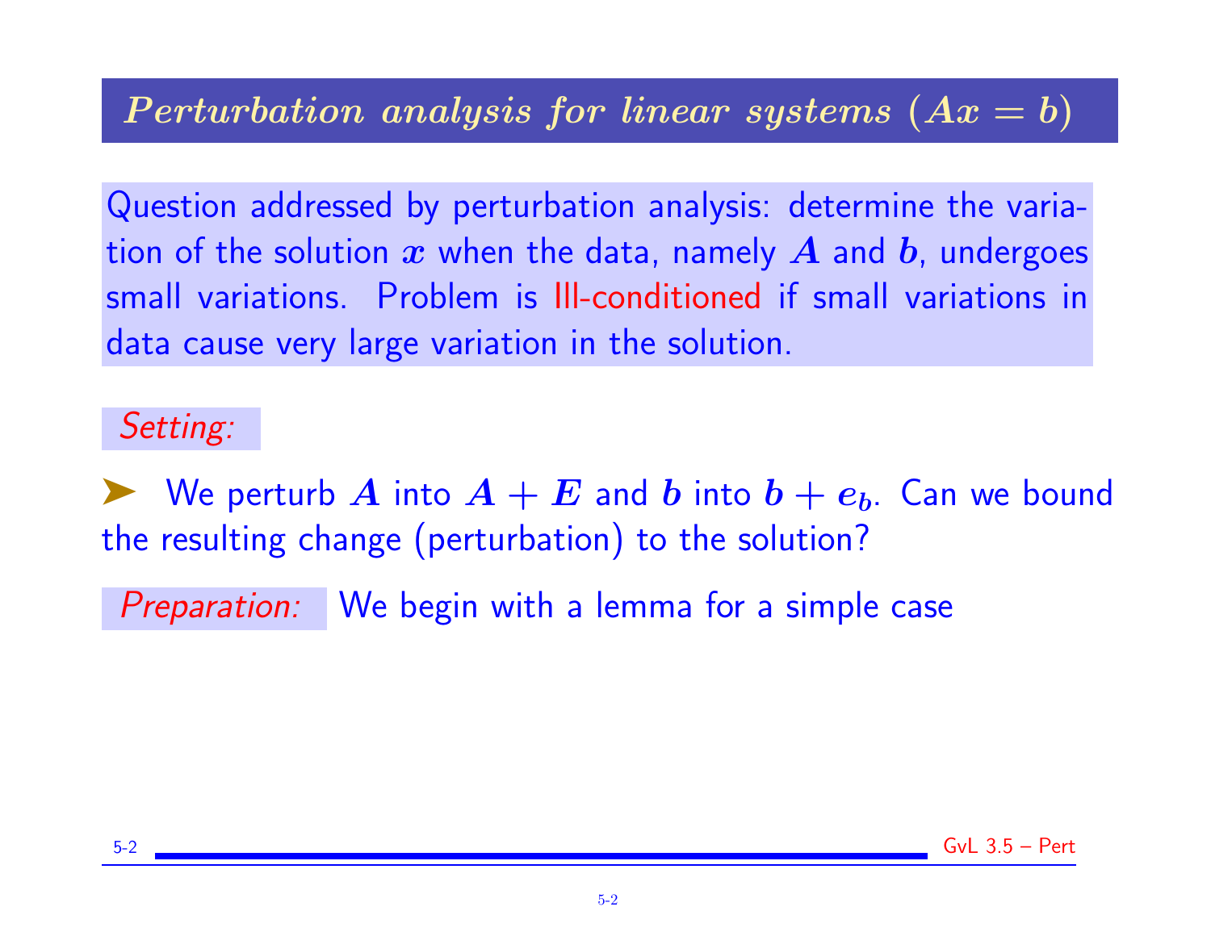## *Perturbation analysis for linear systems ($Ax = b$)*

Question addressed by perturbation analysis: determine the variation of the solution $x$ when the data, namely $A$ and $b$, undergoes small variations. Problem is Ill-conditioned if small variations in data cause very large variation in the solution.

*Setting:*

- We perturb $A$ into $A + E$ and $b$ into $b + e_b$. Can we bound the resulting change (perturbation) to the solution?

*Preparation:* We begin with a lemma for a simple case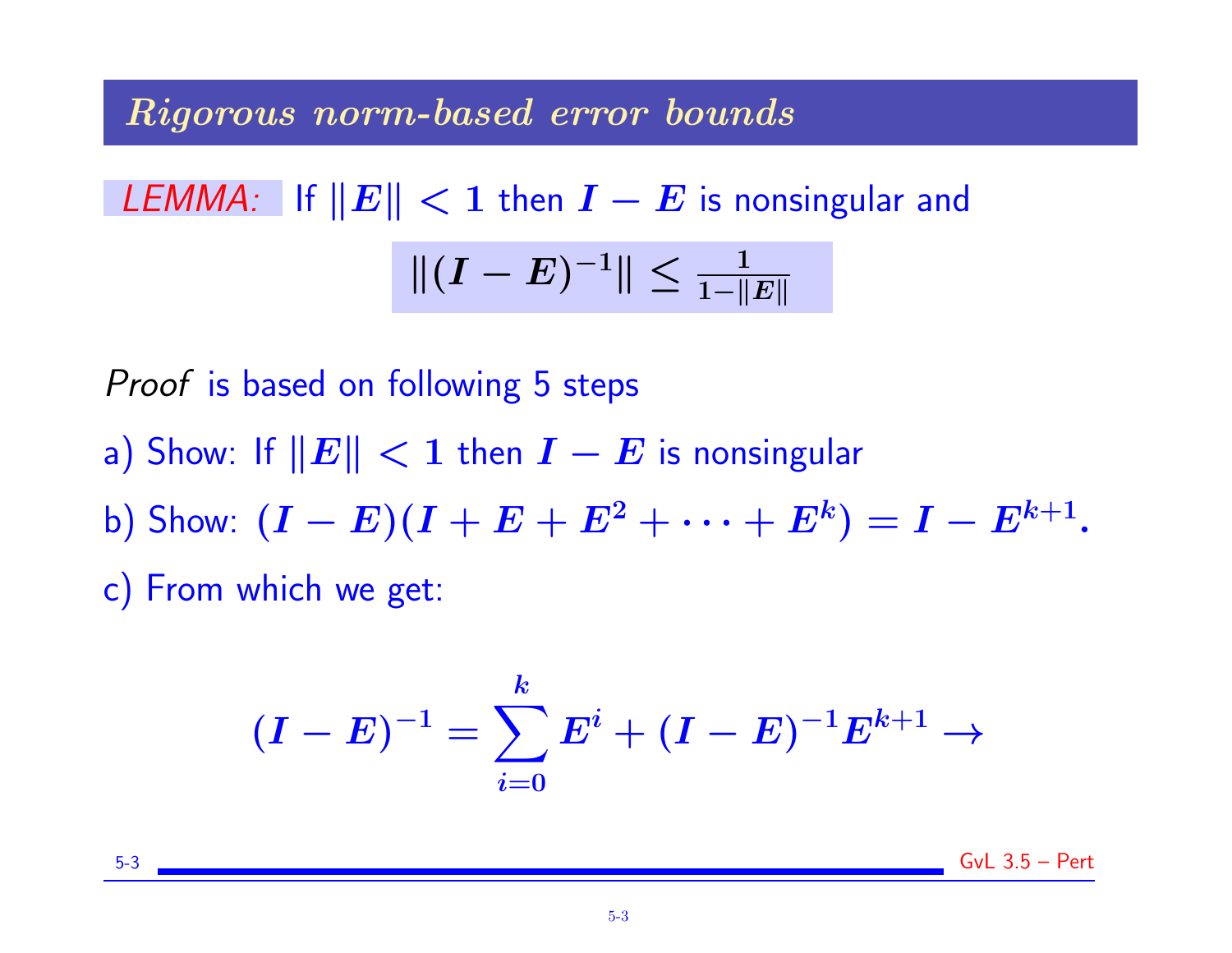## *Rigorous norm-based error bounds*

*LEMMA:* If $\|E\| < 1$ then $I - E$ is nonsingular and

$$\|(I - E)^{-1}\| \leq \frac{1}{1 - \|E\|}$$

*Proof* is based on following 5 steps

a) Show: If $\|E\| < 1$ then $I - E$ is nonsingular

b) Show: $(I - E)(I + E + E^2 + \cdots + E^k) = I - E^{k+1}$.

c) From which we get:

$$(I - E)^{-1} = \sum_{i=0}^{k} E^i + (I - E)^{-1} E^{k+1} \rightarrow$$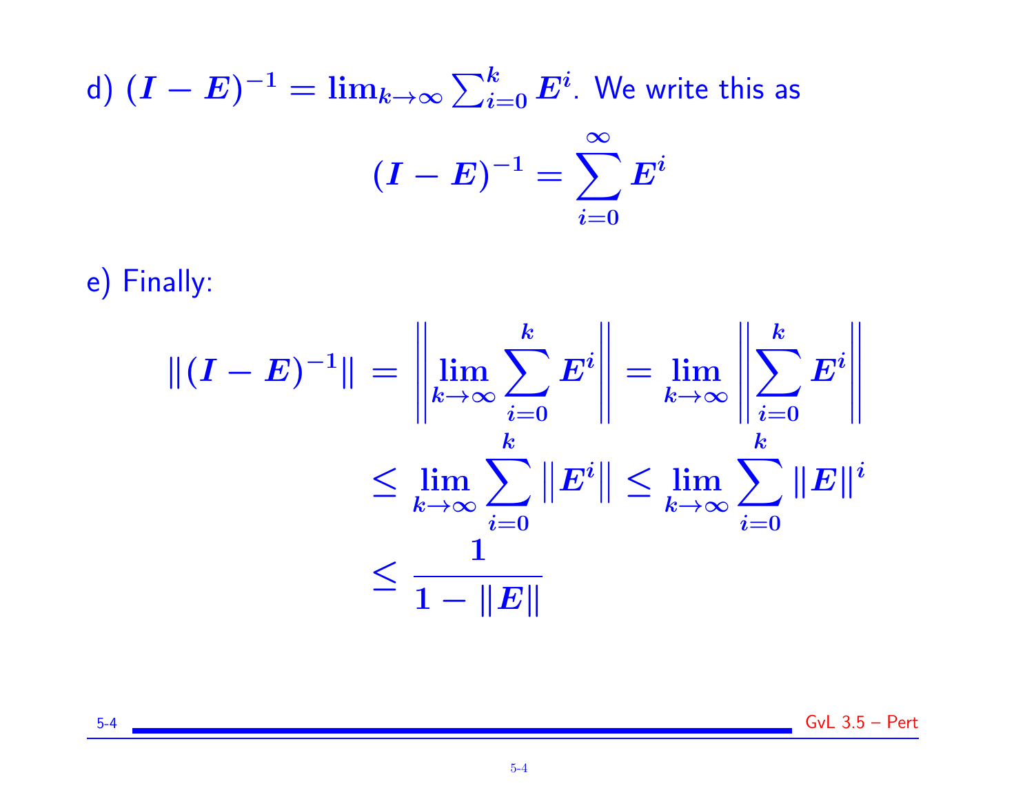d) $(I - E)^{-1} = \lim_{k \to \infty} \sum_{i=0}^{k} E^i$. We write this as

$$(I - E)^{-1} = \sum_{i=0}^{\infty} E^i$$

e) Finally:

$$
\begin{aligned}
\|(I - E)^{-1}\| &= \left\| \lim_{k \to \infty} \sum_{i=0}^{k} E^i \right\| = \lim_{k \to \infty} \left\| \sum_{i=0}^{k} E^i \right\| \\
&\leq \lim_{k \to \infty} \sum_{i=0}^{k} \|E^i\| \leq \lim_{k \to \infty} \sum_{i=0}^{k} \|E\|^i \\
&\leq \frac{1}{1 - \|E\|}
\end{aligned}
$$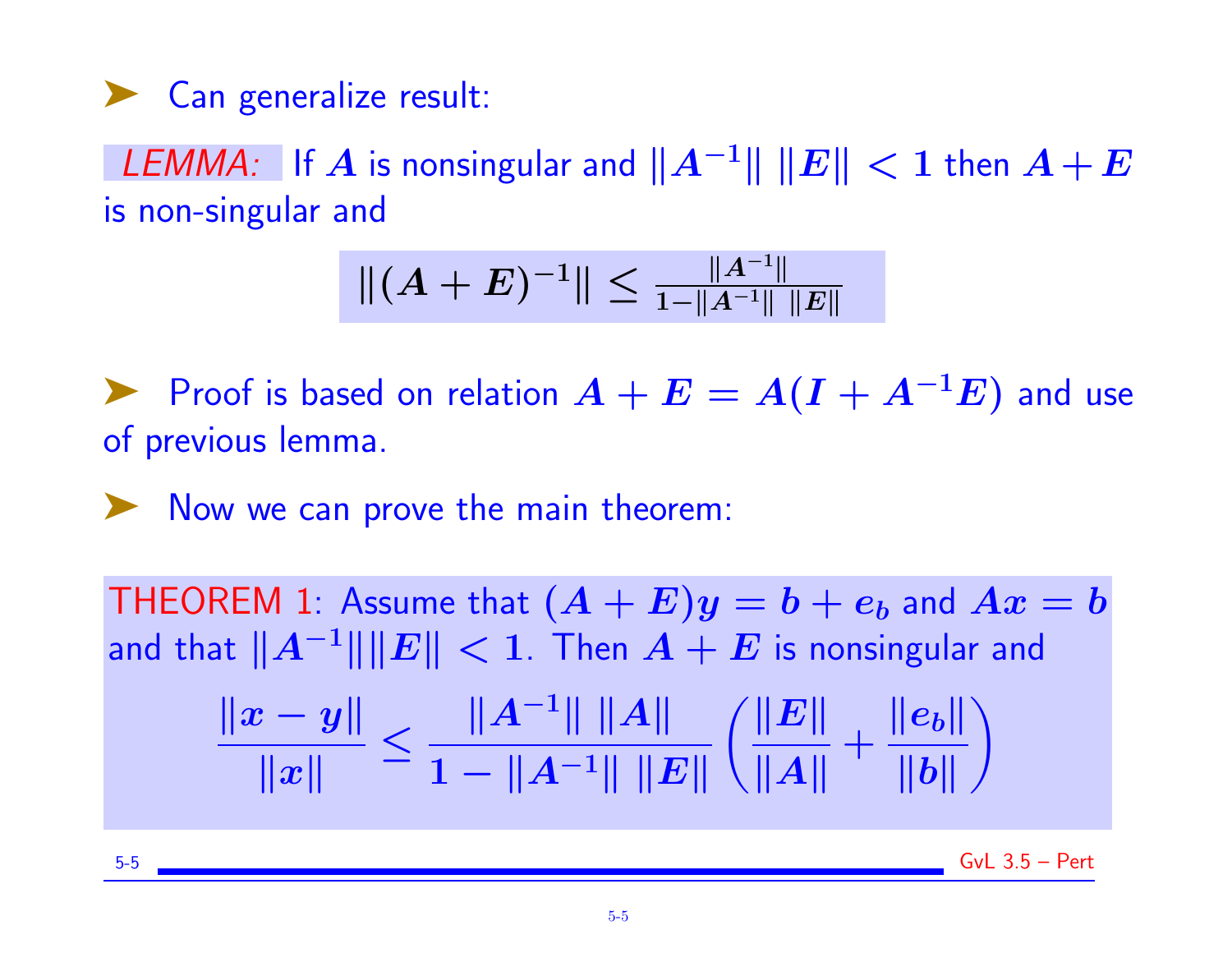➤ Can generalize result:

*LEMMA:* If $A$ is nonsingular and $\|A^{-1}\| \; \|E\| < 1$ then $A + E$ is non-singular and

$$\|(A+E)^{-1}\| \leq \frac{\|A^{-1}\|}{1 - \|A^{-1}\| \; \|E\|}$$

➤ Proof is based on relation $A + E = A(I + A^{-1}E)$ and use of previous lemma.

➤ Now we can prove the main theorem:

THEOREM 1: Assume that $(A + E)y = b + e_b$ and $Ax = b$ and that $\|A^{-1}\|\|E\| < 1$. Then $A + E$ is nonsingular and

$$\frac{\|x - y\|}{\|x\|} \leq \frac{\|A^{-1}\| \; \|A\|}{1 - \|A^{-1}\| \; \|E\|} \left( \frac{\|E\|}{\|A\|} + \frac{\|e_b\|}{\|b\|} \right)$$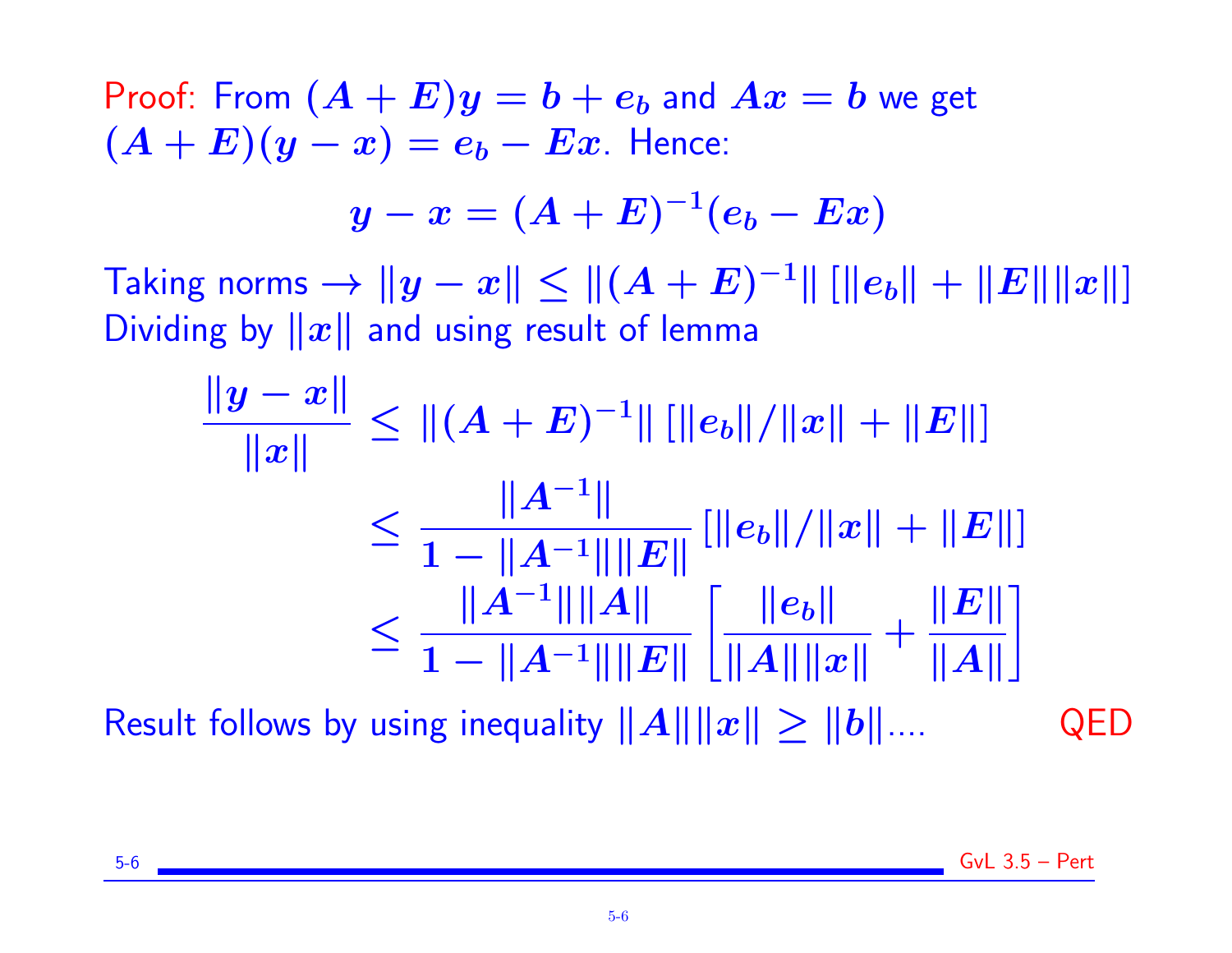Proof: From $(A + E)y = b + e_b$ and $Ax = b$ we get $(A + E)(y - x) = e_b - Ex$. Hence:

$$y - x = (A + E)^{-1}(e_b - Ex)$$

Taking norms $\rightarrow \|y - x\| \leq \|(A + E)^{-1}\| \, [\|e_b\| + \|E\|\|x\|]$
Dividing by $\|x\|$ and using result of lemma

$$\begin{aligned}
\frac{\|y - x\|}{\|x\|} &\leq \|(A + E)^{-1}\| \, [\|e_b\|/\|x\| + \|E\|] \\
&\leq \frac{\|A^{-1}\|}{1 - \|A^{-1}\|\|E\|} \, [\|e_b\|/\|x\| + \|E\|] \\
&\leq \frac{\|A^{-1}\|\|A\|}{1 - \|A^{-1}\|\|E\|} \left[ \frac{\|e_b\|}{\|A\|\|x\|} + \frac{\|E\|}{\|A\|} \right]
\end{aligned}$$

Result follows by using inequality $\|A\|\|x\| \geq \|b\|$.... QED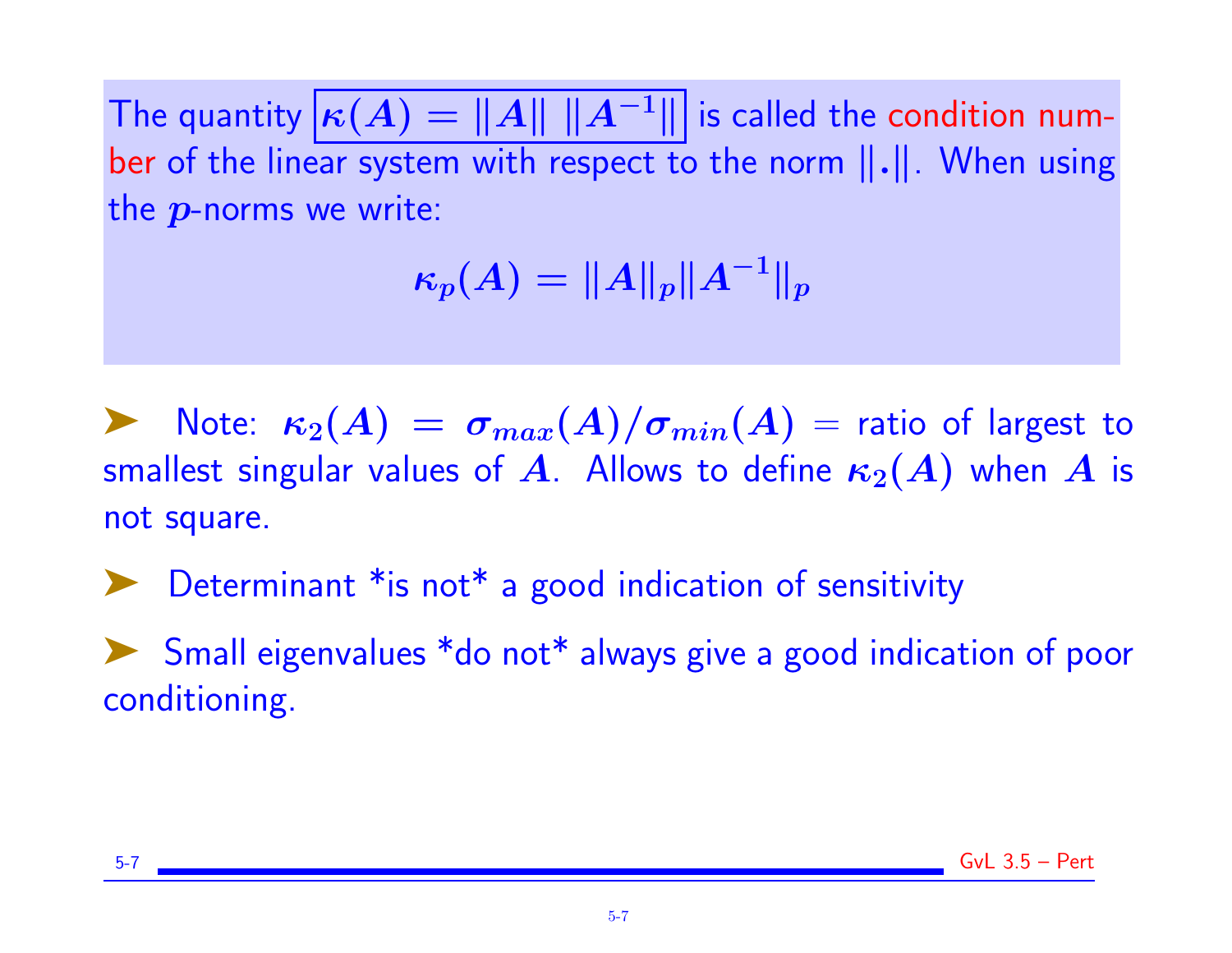The quantity $\boxed{\kappa(A) = \|A\| \ \|A^{-1}\|}$ is called the condition number of the linear system with respect to the norm $\|.\|$. When using the $p$-norms we write:

$$\kappa_p(A) = \|A\|_p \|A^{-1}\|_p$$

- Note: $\kappa_2(A) = \sigma_{max}(A)/\sigma_{min}(A)$ = ratio of largest to smallest singular values of $A$. Allows to define $\kappa_2(A)$ when $A$ is not square.

- Determinant *is not* a good indication of sensitivity

- Small eigenvalues *do not* always give a good indication of poor conditioning.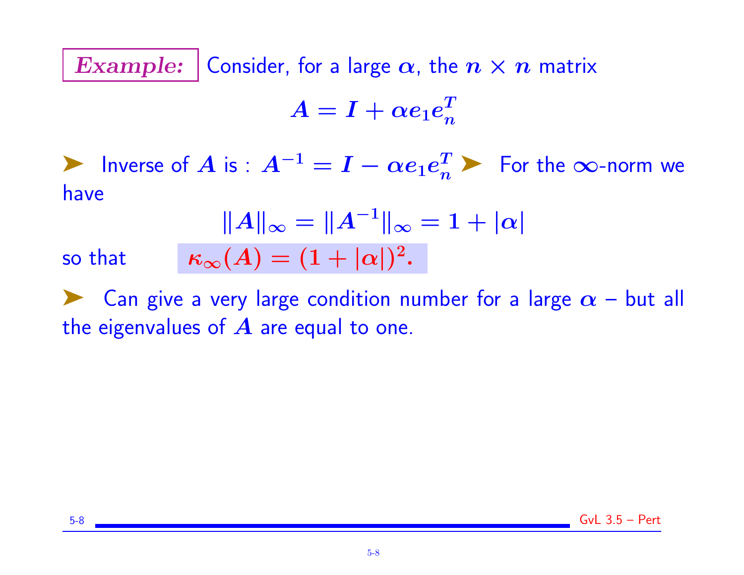***Example:*** Consider, for a large $\alpha$, the $n \times n$ matrix

$$A = I + \alpha e_1 e_n^T$$

➤ Inverse of $A$ is : $A^{-1} = I - \alpha e_1 e_n^T$ ➤ For the $\infty$-norm we have

$$\|A\|_\infty = \|A^{-1}\|_\infty = 1 + |\alpha|$$

so that $\kappa_\infty(A) = (1 + |\alpha|)^2.$

➤ Can give a very large condition number for a large $\alpha$ – but all the eigenvalues of $A$ are equal to one.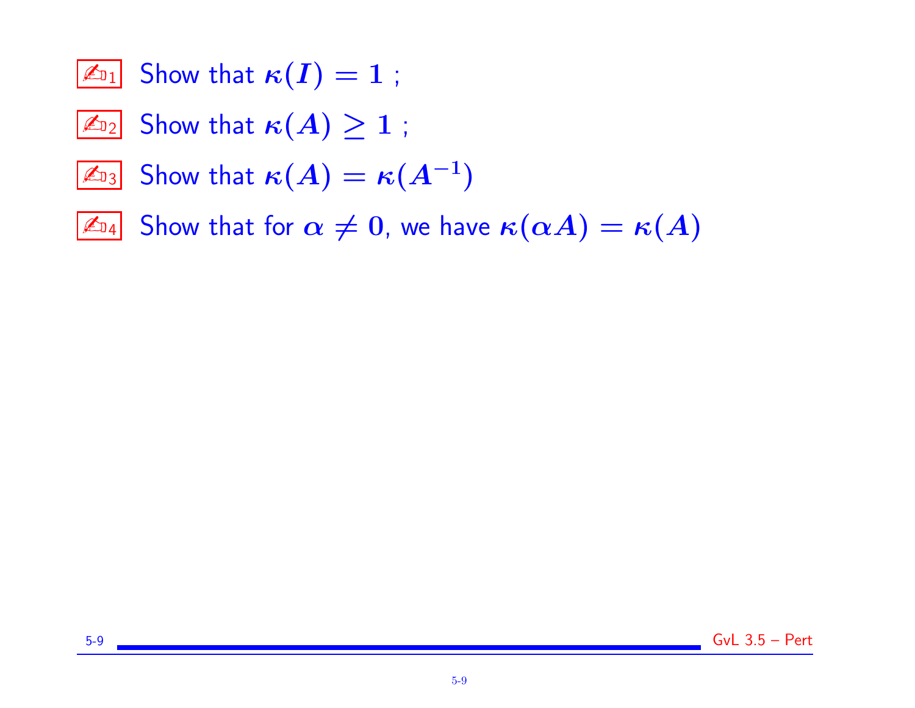✍1 Show that $\kappa(I) = 1$ ;

✍2 Show that $\kappa(A) \geq 1$ ;

✍3 Show that $\kappa(A) = \kappa(A^{-1})$

✍4 Show that for $\alpha \neq 0$, we have $\kappa(\alpha A) = \kappa(A)$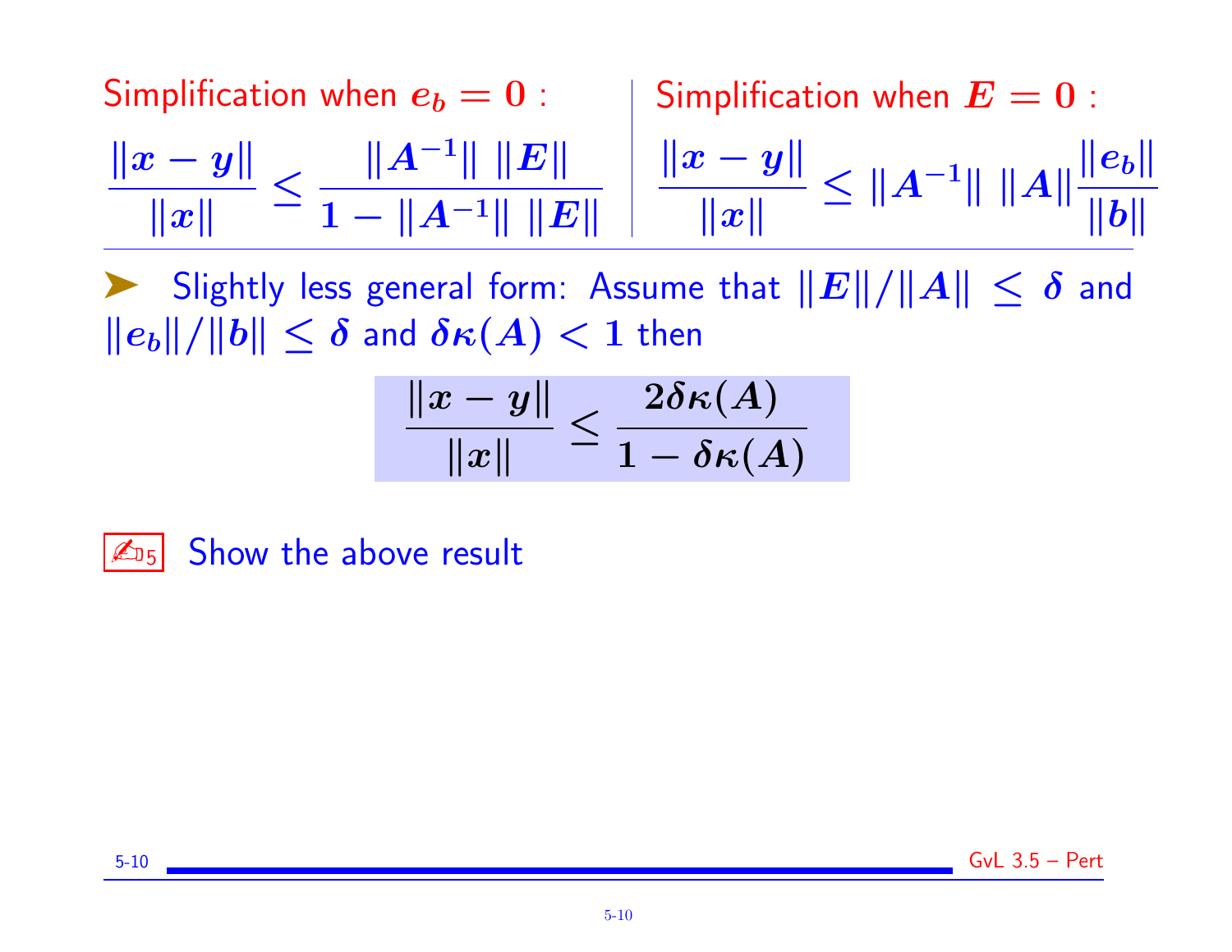Simplification when $e_b = 0$ :

$$\frac{\|x - y\|}{\|x\|} \le \frac{\|A^{-1}\| \; \|E\|}{1 - \|A^{-1}\| \; \|E\|}$$

Simplification when $E = 0$ :

$$\frac{\|x - y\|}{\|x\|} \le \|A^{-1}\| \; \|A\| \frac{\|e_b\|}{\|b\|}$$

---

➤ Slightly less general form: Assume that $\|E\|/\|A\| \le \delta$ and $\|e_b\|/\|b\| \le \delta$ and $\delta\kappa(A) < 1$ then

$$\frac{\|x - y\|}{\|x\|} \le \frac{2\delta\kappa(A)}{1 - \delta\kappa(A)}$$

✍₅ Show the above result

GvL 3.5 – Pert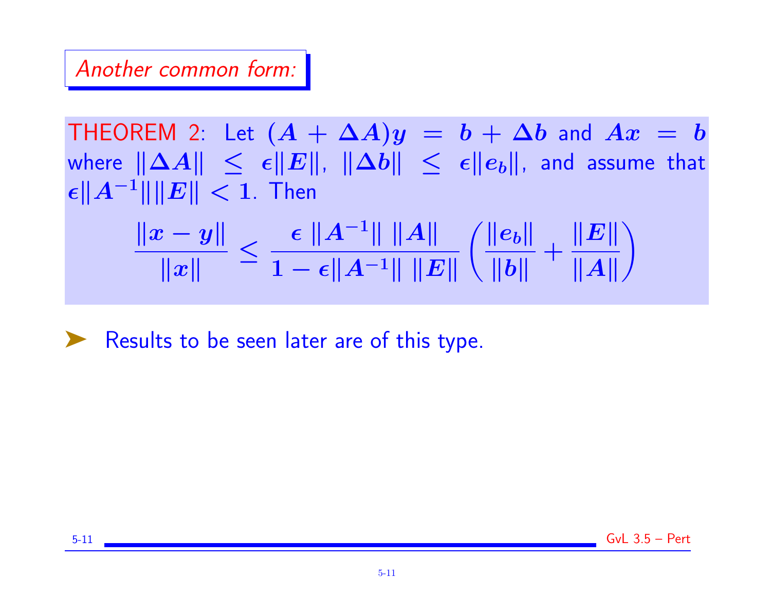## *Another common form:*

THEOREM 2: Let $(A + \Delta A)y = b + \Delta b$ and $Ax = b$ where $\|\Delta A\| \leq \epsilon \|E\|$, $\|\Delta b\| \leq \epsilon \|e_b\|$, and assume that $\epsilon \|A^{-1}\| \|E\| < 1$. Then

$$\frac{\|x - y\|}{\|x\|} \leq \frac{\epsilon \, \|A^{-1}\| \, \|A\|}{1 - \epsilon \|A^{-1}\| \, \|E\|} \left( \frac{\|e_b\|}{\|b\|} + \frac{\|E\|}{\|A\|} \right)$$

- Results to be seen later are of this type.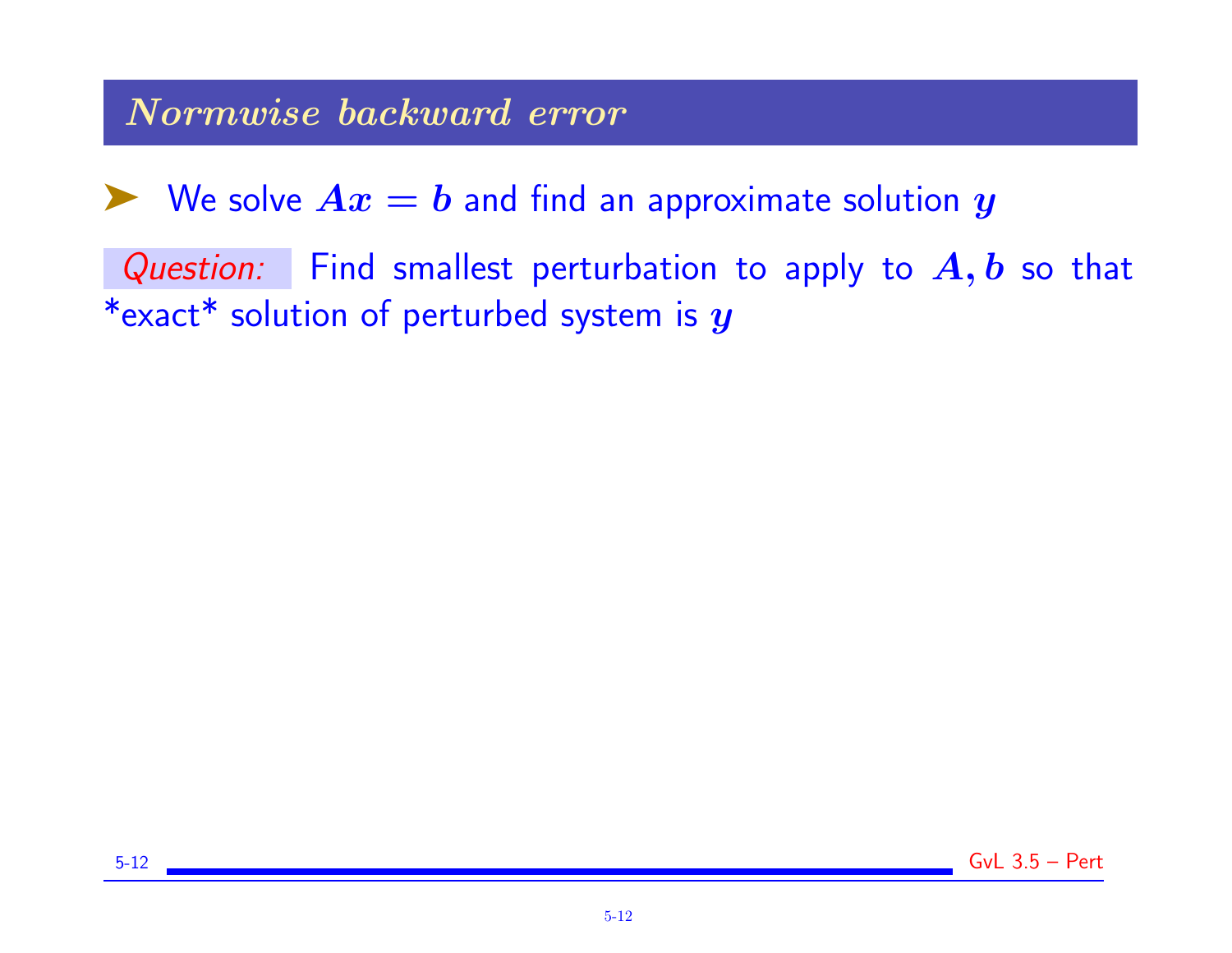## *Normwise backward error*

- We solve $Ax = b$ and find an approximate solution $y$

*Question:* Find smallest perturbation to apply to $A, b$ so that *exact* solution of perturbed system is $y$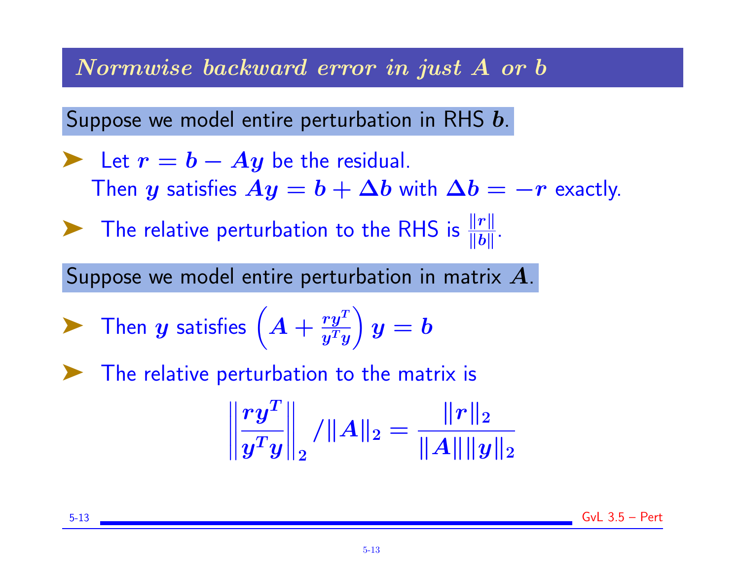## *Normwise backward error in just A or b*

**Suppose we model entire perturbation in RHS $b$.**

- Let $r = b - Ay$ be the residual.
  Then $y$ satisfies $Ay = b + \Delta b$ with $\Delta b = -r$ exactly.
- The relative perturbation to the RHS is $\frac{\|r\|}{\|b\|}$.

**Suppose we model entire perturbation in matrix $A$.**

- Then $y$ satisfies $\left(A + \frac{ry^T}{y^Ty}\right) y = b$
- The relative perturbation to the matrix is

$$\left\| \frac{ry^T}{y^Ty} \right\|_2 / \|A\|_2 = \frac{\|r\|_2}{\|A\| \|y\|_2}$$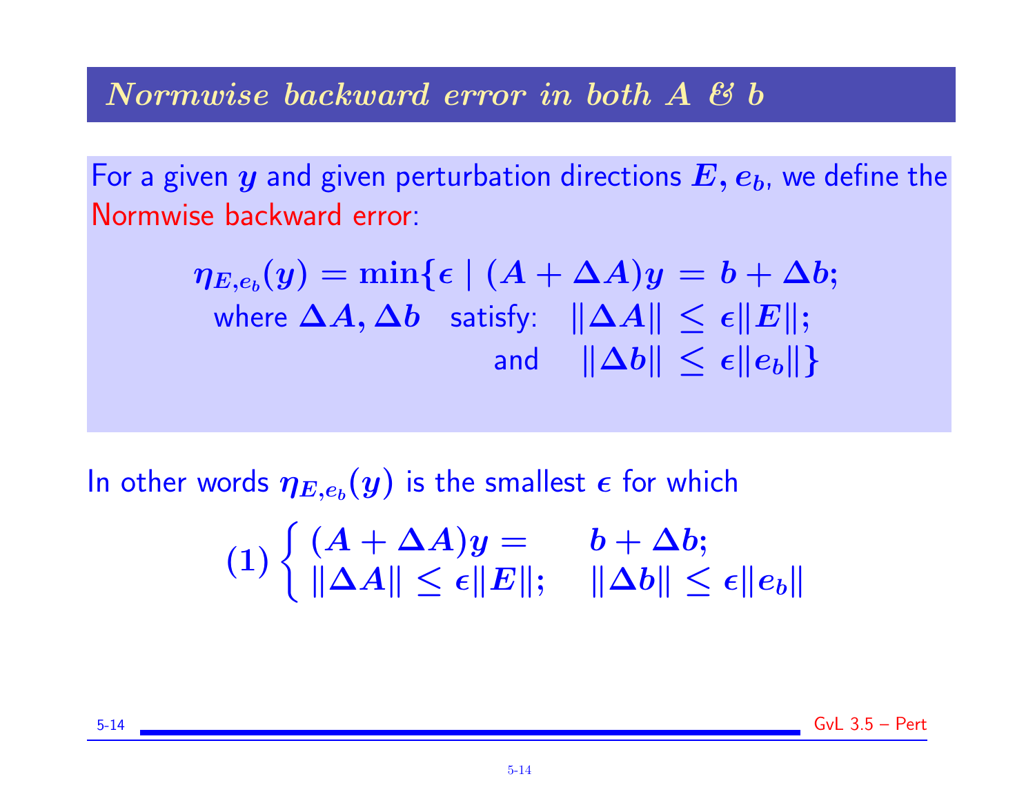## *Normwise backward error in both A & b*

For a given $y$ and given perturbation directions $E, e_b$, we define the Normwise backward error:

$$\eta_{E,e_b}(y) = \min\{\epsilon \mid (A + \Delta A)y = b + \Delta b; \text{ where } \Delta A, \Delta b \text{ satisfy: } \|\Delta A\| \leq \epsilon\|E\|; \text{ and } \|\Delta b\| \leq \epsilon\|e_b\|\}$$

In other words $\eta_{E,e_b}(y)$ is the smallest $\epsilon$ for which

$$(1) \begin{cases} (A + \Delta A)y = \quad b + \Delta b; \\ \|\Delta A\| \leq \epsilon\|E\|; \quad \|\Delta b\| \leq \epsilon\|e_b\| \end{cases}$$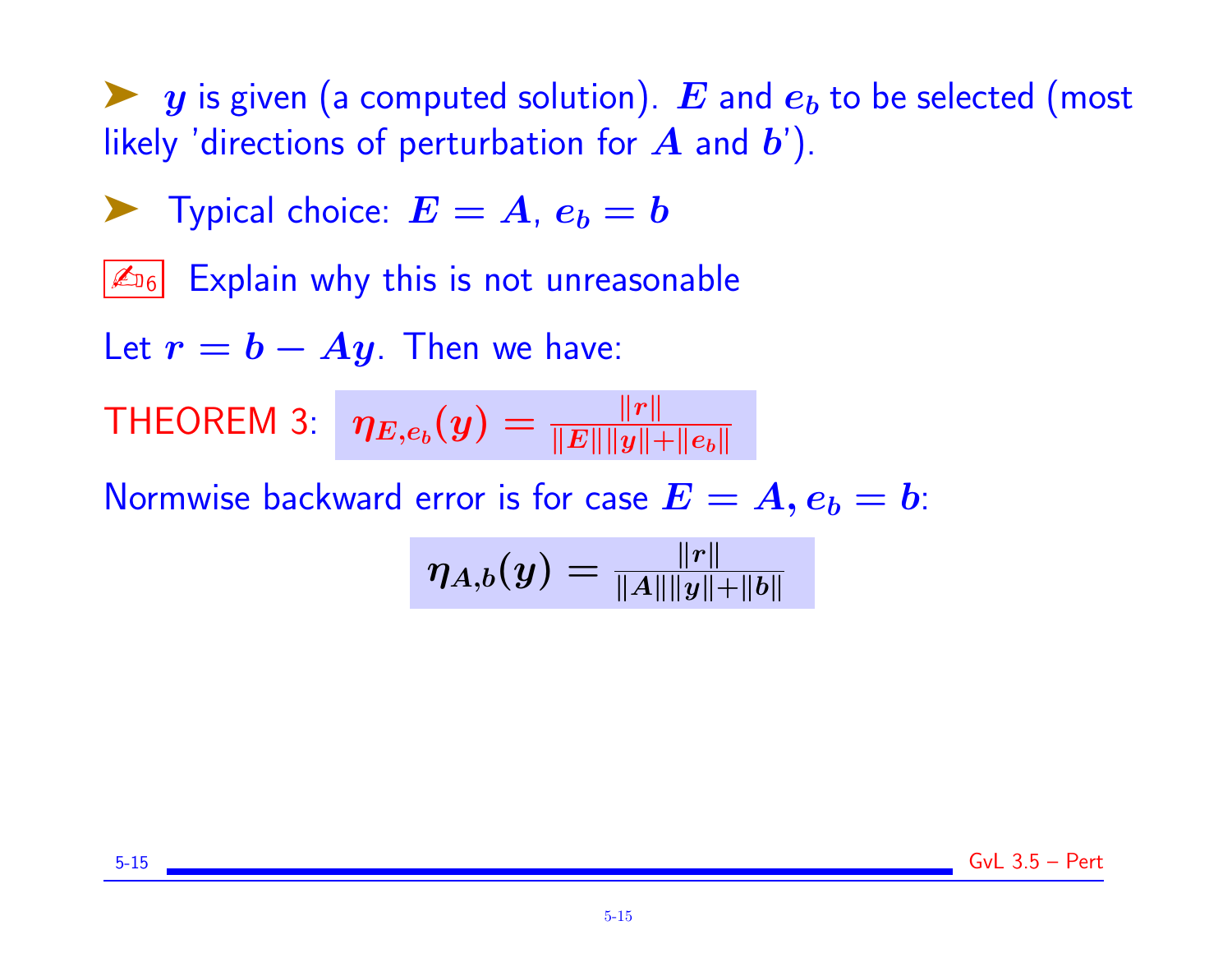➤ $y$ is given (a computed solution). $E$ and $e_b$ to be selected (most likely 'directions of perturbation for $A$ and $b$').

➤ Typical choice: $E = A$, $e_b = b$

✍6 Explain why this is not unreasonable

Let $r = b - Ay$. Then we have:

THEOREM 3: $\eta_{E,e_b}(y) = \frac{\|r\|}{\|E\|\|y\|+\|e_b\|}$

Normwise backward error is for case $E = A, e_b = b$:

$$\eta_{A,b}(y) = \frac{\|r\|}{\|A\|\|y\|+\|b\|}$$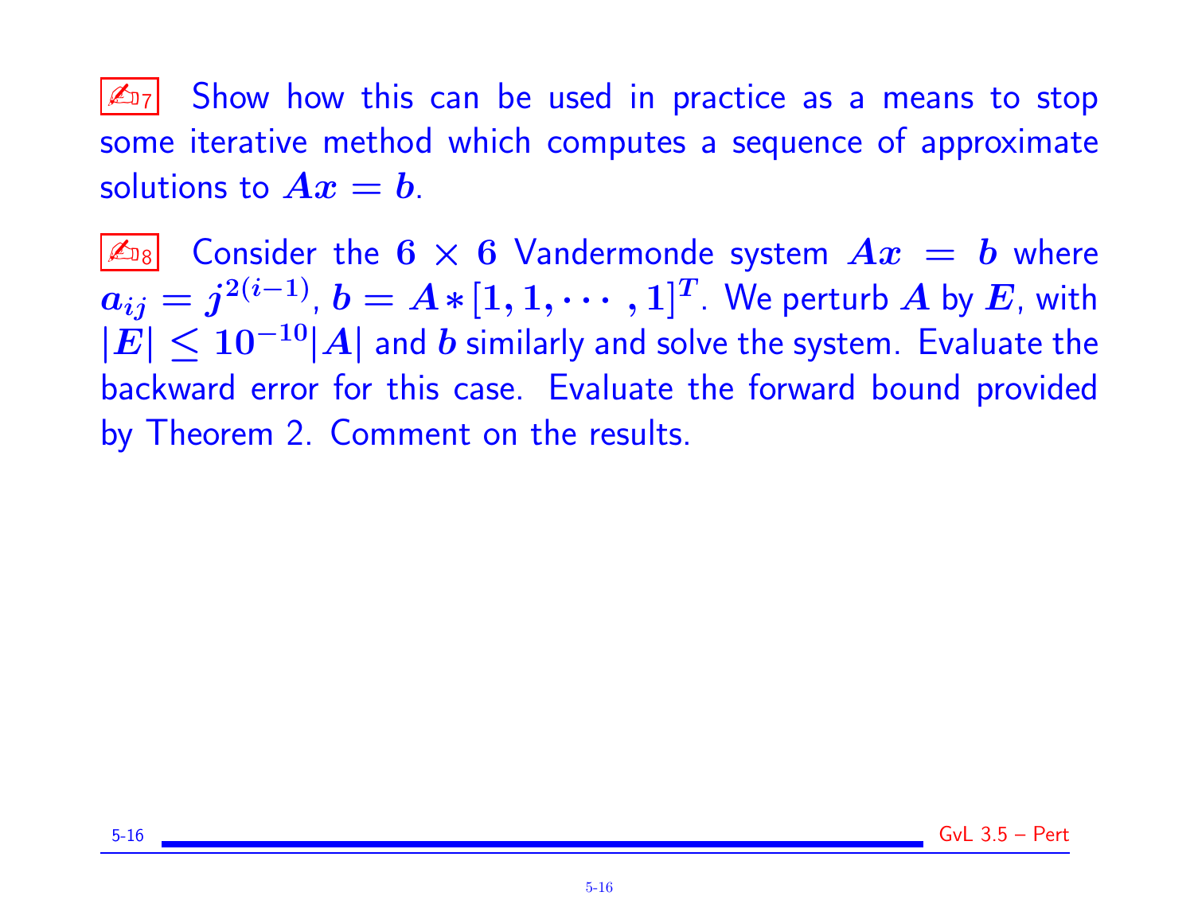✍7 Show how this can be used in practice as a means to stop some iterative method which computes a sequence of approximate solutions to $Ax = b$.

✍8 Consider the $6 \times 6$ Vandermonde system $Ax = b$ where $a_{ij} = j^{2(i-1)}$, $b = A * [1, 1, \cdots, 1]^T$. We perturb $A$ by $E$, with $|E| \le 10^{-10}|A|$ and $b$ similarly and solve the system. Evaluate the backward error for this case. Evaluate the forward bound provided by Theorem 2. Comment on the results.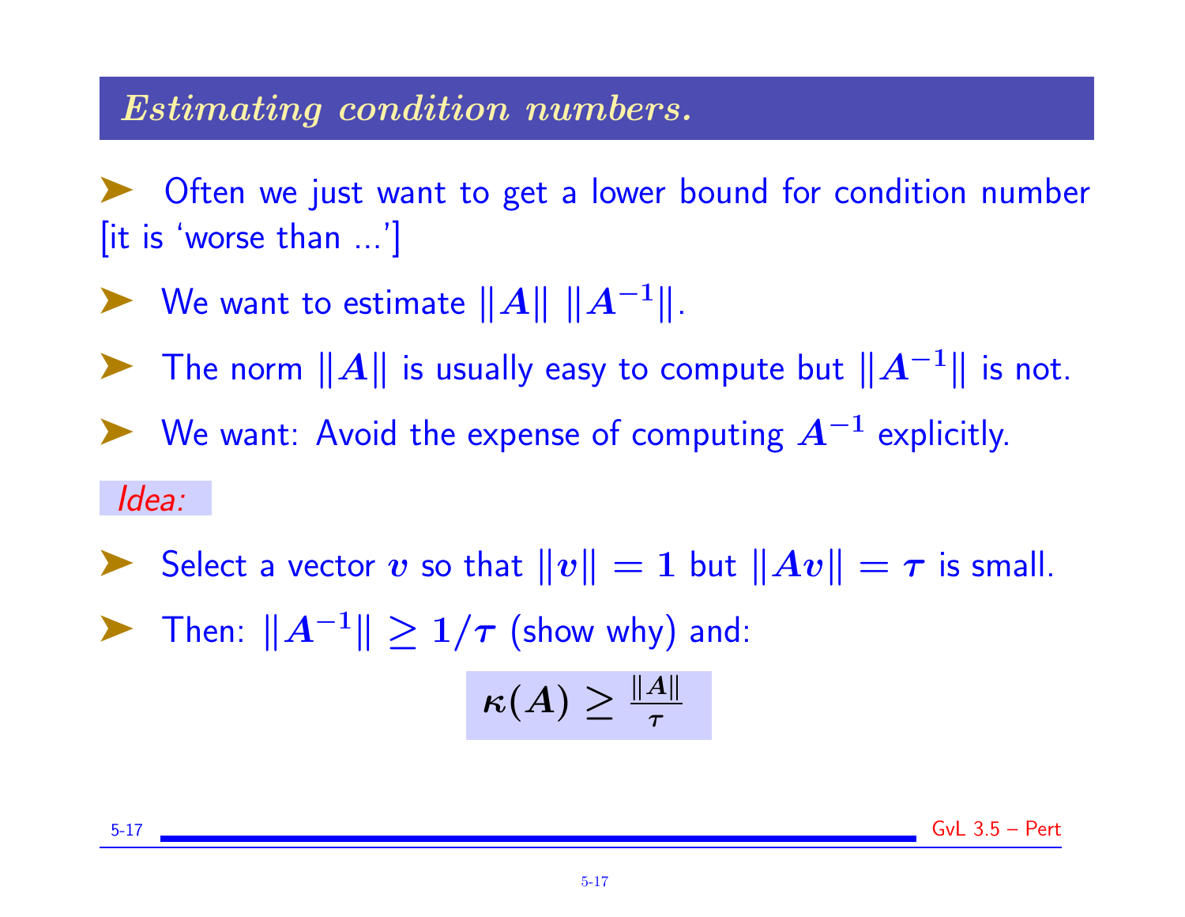## *Estimating condition numbers.*

- Often we just want to get a lower bound for condition number [it is 'worse than ...']
- We want to estimate $\|A\| \ \|A^{-1}\|$.
- The norm $\|A\|$ is usually easy to compute but $\|A^{-1}\|$ is not.
- We want: Avoid the expense of computing $A^{-1}$ explicitly.

*Idea:*

- Select a vector $v$ so that $\|v\| = 1$ but $\|Av\| = \tau$ is small.
- Then: $\|A^{-1}\| \geq 1/\tau$ (show why) and:

$$\kappa(A) \geq \frac{\|A\|}{\tau}$$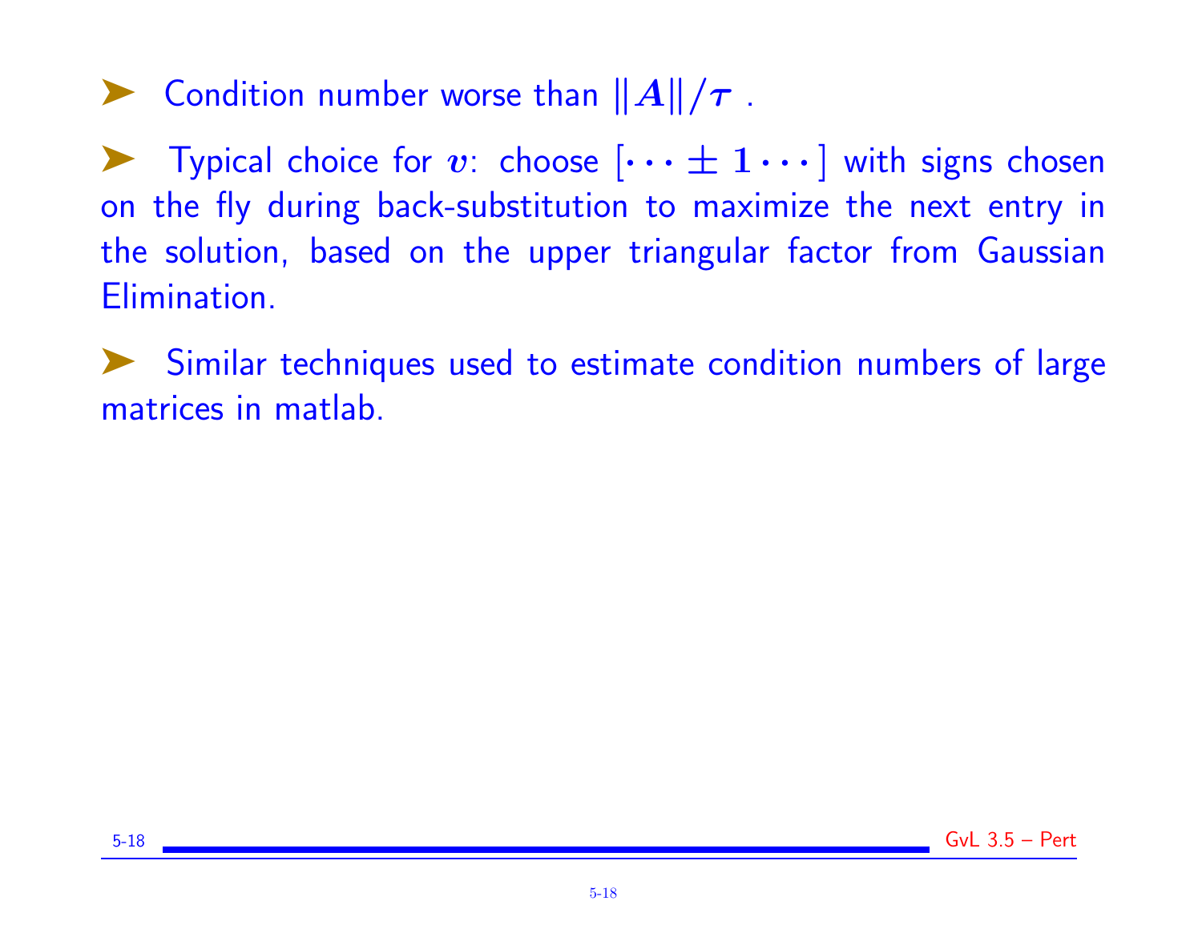- Condition number worse than $\|A\|/\tau$ .

- Typical choice for $v$: choose $[\cdots \pm 1 \cdots]$ with signs chosen on the fly during back-substitution to maximize the next entry in the solution, based on the upper triangular factor from Gaussian Elimination.

- Similar techniques used to estimate condition numbers of large matrices in matlab.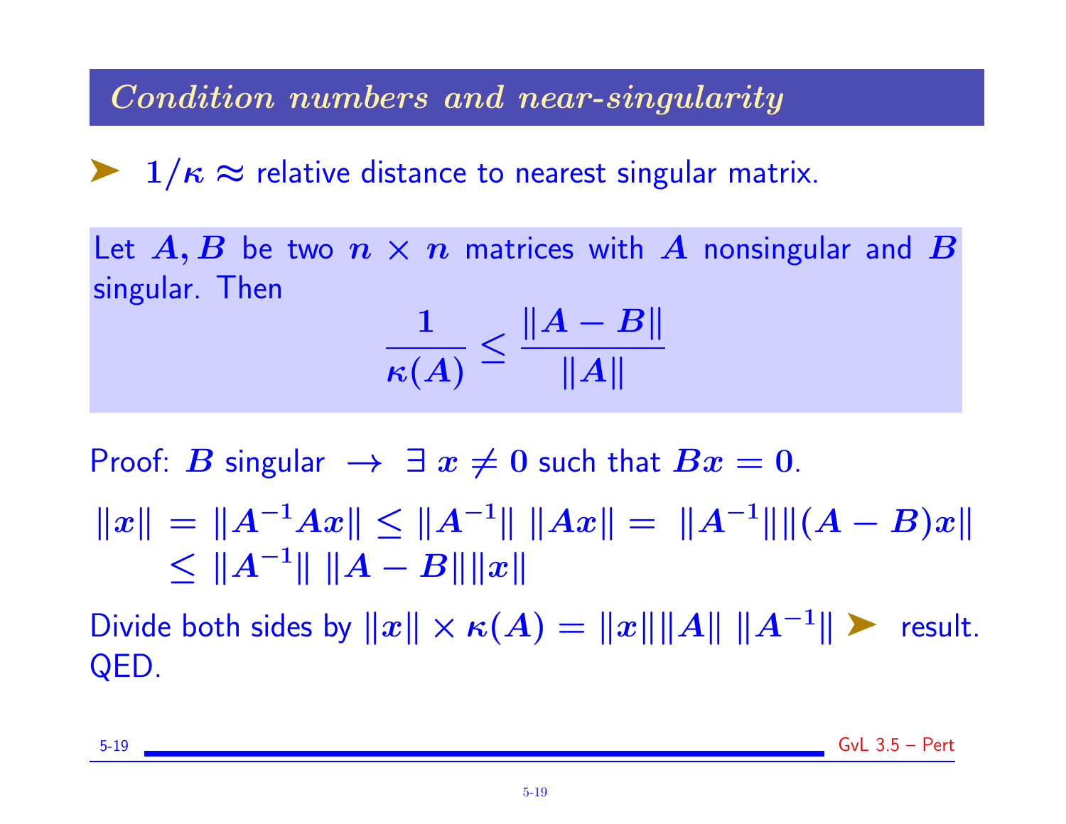## *Condition numbers and near-singularity*

➤ $1/\kappa \approx$ relative distance to nearest singular matrix.

Let $A, B$ be two $n \times n$ matrices with $A$ nonsingular and $B$ singular. Then

$$\frac{1}{\kappa(A)} \leq \frac{\|A - B\|}{\|A\|}$$

Proof: $B$ singular $\rightarrow$ $\exists \ x \neq 0$ such that $Bx = 0$.

$$\|x\| = \|A^{-1}Ax\| \leq \|A^{-1}\| \ \|Ax\| = \ \|A^{-1}\|\|(A - B)x\|$$
$$\leq \|A^{-1}\| \ \|A - B\|\|x\|$$

Divide both sides by $\|x\| \times \kappa(A) = \|x\|\|A\| \ \|A^{-1}\|$ ➤ result. QED.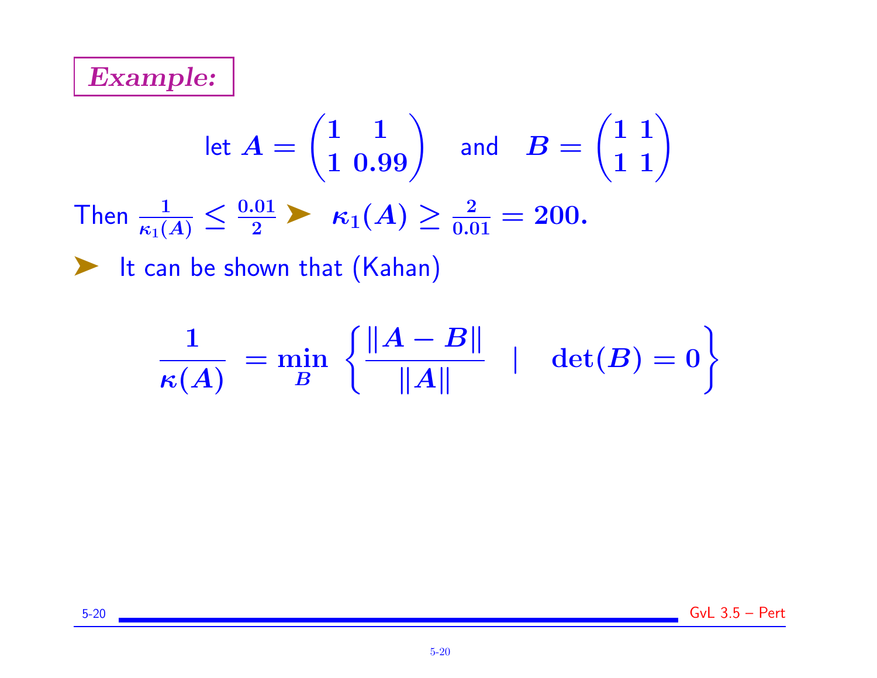**_Example:_**

$$\text{let } A = \begin{pmatrix} 1 & 1 \\ 1 & 0.99 \end{pmatrix} \quad \text{and} \quad B = \begin{pmatrix} 1 & 1 \\ 1 & 1 \end{pmatrix}$$

Then $\frac{1}{\kappa_1(A)} \leq \frac{0.01}{2}$ ➤ $\kappa_1(A) \geq \frac{2}{0.01} = 200.$

➤ It can be shown that (Kahan)

$$\frac{1}{\kappa(A)} = \min_B \left\{ \frac{\|A - B\|}{\|A\|} \quad | \quad \det(B) = 0 \right\}$$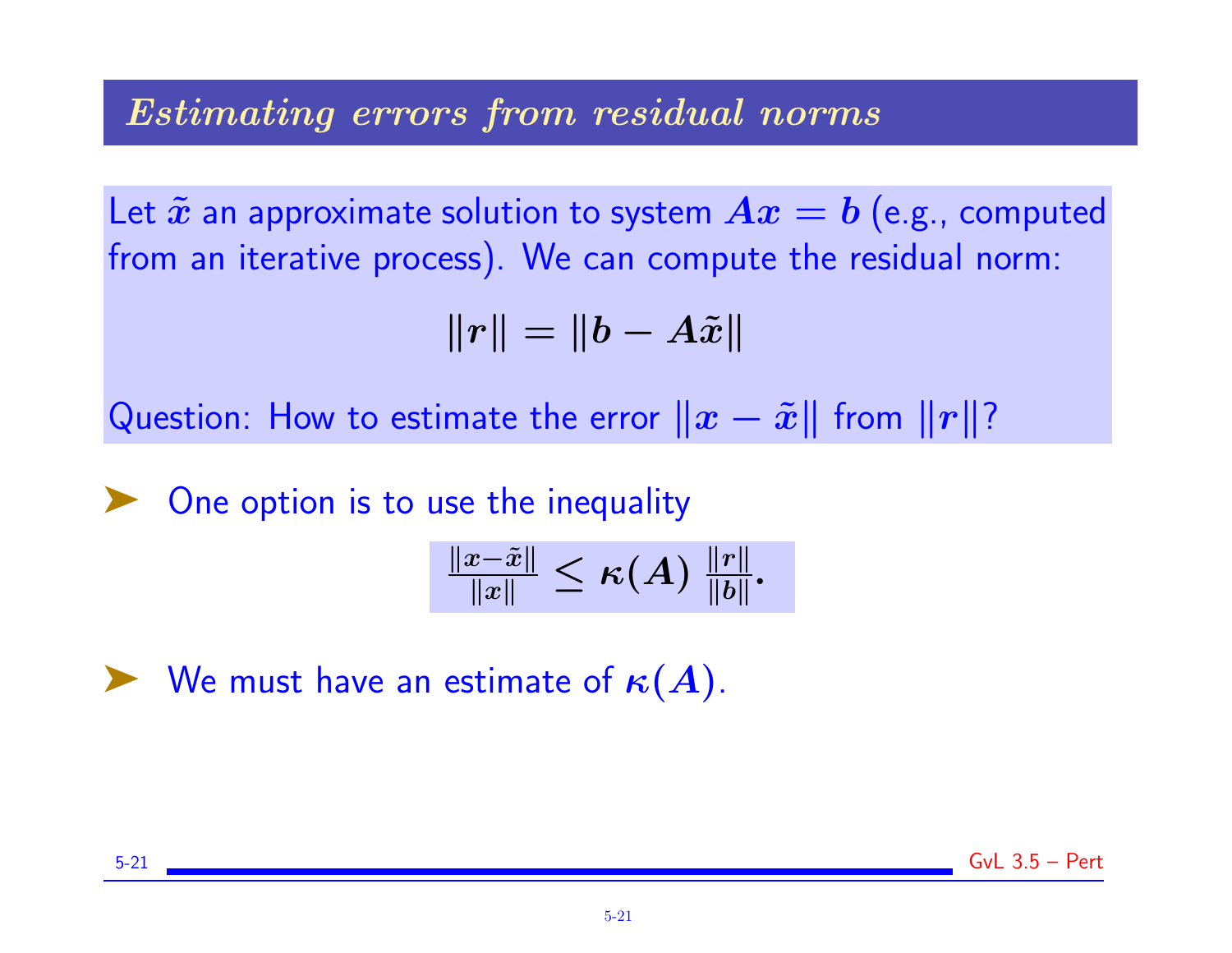## *Estimating errors from residual norms*

Let $\tilde{x}$ an approximate solution to system $Ax = b$ (e.g., computed from an iterative process). We can compute the residual norm:

$$\|r\| = \|b - A\tilde{x}\|$$

Question: How to estimate the error $\|x - \tilde{x}\|$ from $\|r\|$?

- One option is to use the inequality

$$\frac{\|x-\tilde{x}\|}{\|x\|} \leq \kappa(A)\ \frac{\|r\|}{\|b\|}.$$

- We must have an estimate of $\kappa(A)$.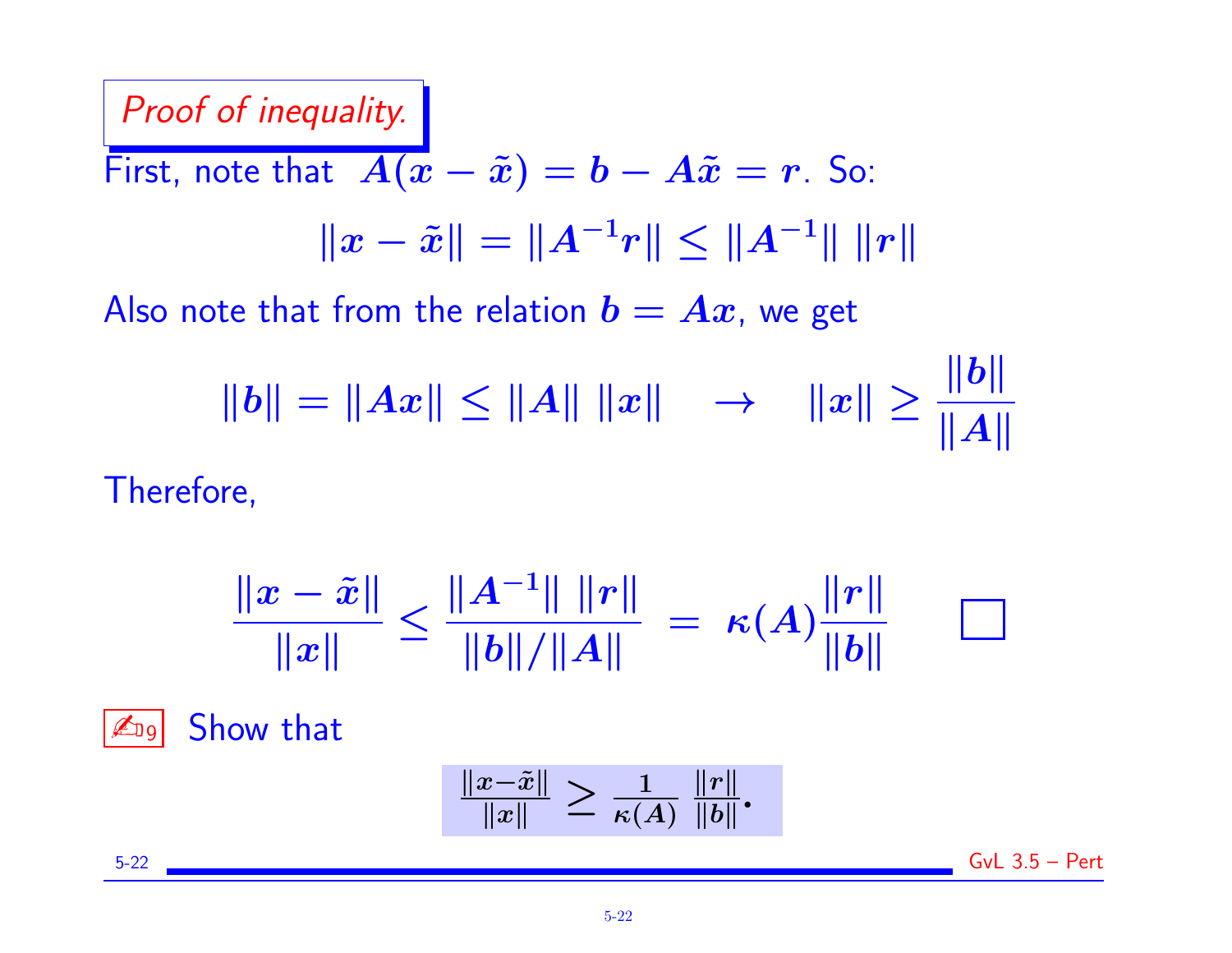*Proof of inequality.*

First, note that $A(x - \tilde{x}) = b - A\tilde{x} = r$. So:

$$\|x - \tilde{x}\| = \|A^{-1}r\| \leq \|A^{-1}\| \; \|r\|$$

Also note that from the relation $b = Ax$, we get

$$\|b\| = \|Ax\| \leq \|A\| \; \|x\| \quad \rightarrow \quad \|x\| \geq \frac{\|b\|}{\|A\|}$$

Therefore,

$$\frac{\|x - \tilde{x}\|}{\|x\|} \leq \frac{\|A^{-1}\| \; \|r\|}{\|b\|/\|A\|} \; = \; \kappa(A)\frac{\|r\|}{\|b\|} \qquad \square$$

✍9 Show that

$$\frac{\|x-\tilde{x}\|}{\|x\|} \geq \frac{1}{\kappa(A)} \; \frac{\|r\|}{\|b\|}.$$